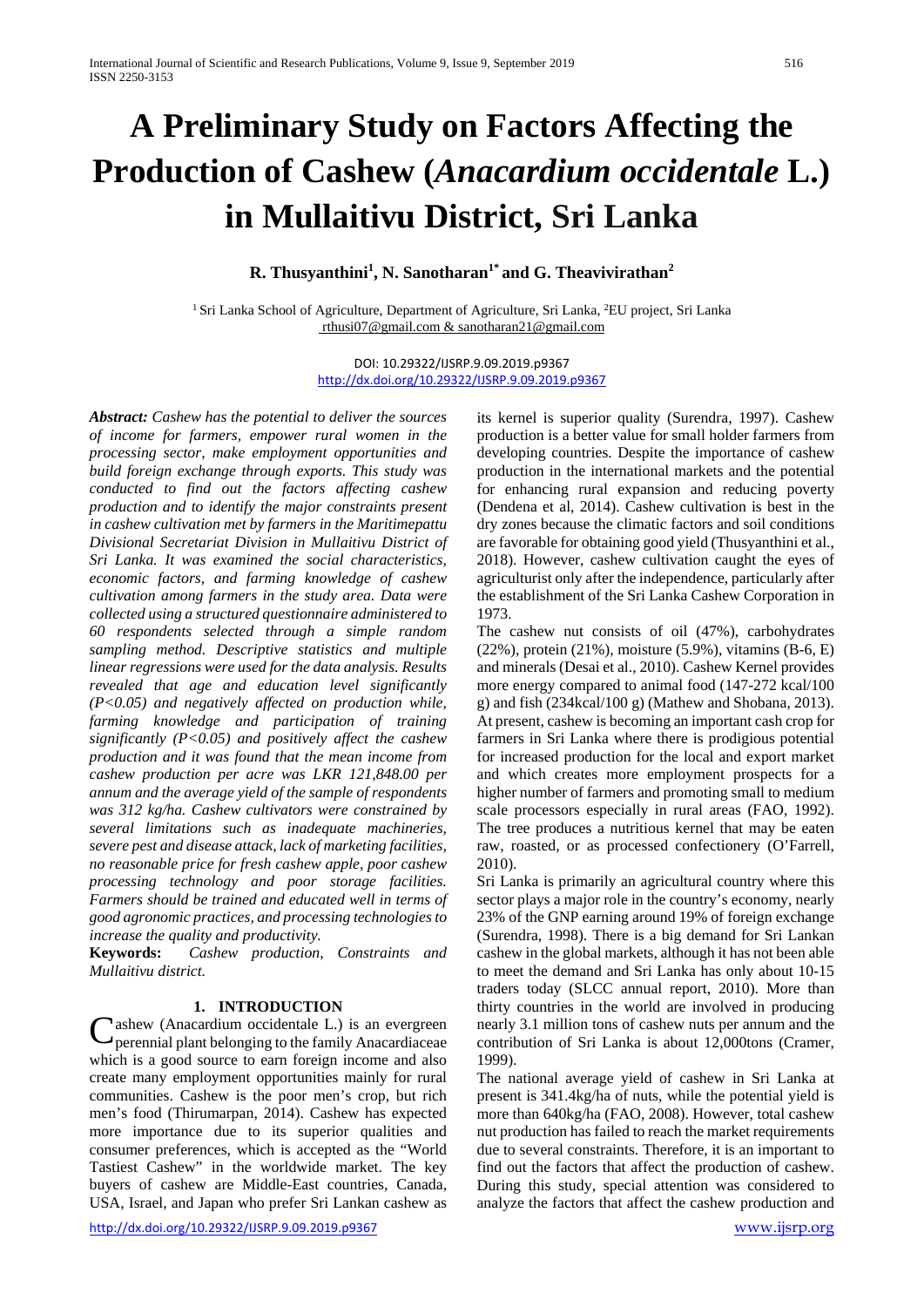# A Preliminary Study on Factors Affecting the Production of Cashew (*Anacardium occidentale* L.) in Mullaitivu District, Sri Lanka

**R. Thusyanthini[1], N. Sanotharan[1*] and G. Theavivirathan[2]**

[1] Sri Lanka School of Agriculture, Department of Agriculture, Sri Lanka, [2]EU project, Sri Lanka
rthusi07@gmail.com & sanotharan21@gmail.com

DOI: 10.29322/IJSRP.9.09.2019.p9367
http://dx.doi.org/10.29322/IJSRP.9.09.2019.p9367

***Abstract:*** *Cashew has the potential to deliver the sources of income for farmers, empower rural women in the processing sector, make employment opportunities and build foreign exchange through exports. This study was conducted to find out the factors affecting cashew production and to identify the major constraints present in cashew cultivation met by farmers in the Maritimepattu Divisional Secretariat Division in Mullaitivu District of Sri Lanka. It was examined the social characteristics, economic factors, and farming knowledge of cashew cultivation among farmers in the study area. Data were collected using a structured questionnaire administered to 60 respondents selected through a simple random sampling method. Descriptive statistics and multiple linear regressions were used for the data analysis. Results revealed that age and education level significantly ($P<0.05$) and negatively affected on production while, farming knowledge and participation of training significantly ($P<0.05$) and positively affect the cashew production and it was found that the mean income from cashew production per acre was LKR 121,848.00 per annum and the average yield of the sample of respondents was 312 kg/ha. Cashew cultivators were constrained by several limitations such as inadequate machineries, severe pest and disease attack, lack of marketing facilities, no reasonable price for fresh cashew apple, poor cashew processing technology and poor storage facilities. Farmers should be trained and educated well in terms of good agronomic practices, and processing technologies to increase the quality and productivity.*

**Keywords:** *Cashew production, Constraints and Mullaitivu district.*

## 1. INTRODUCTION

Cashew (Anacardium occidentale L.) is an evergreen perennial plant belonging to the family Anacardiaceae which is a good source to earn foreign income and also create many employment opportunities mainly for rural communities. Cashew is the poor men's crop, but rich men's food (Thirumarpan, 2014). Cashew has expected more importance due to its superior qualities and consumer preferences, which is accepted as the "World Tastiest Cashew" in the worldwide market. The key buyers of cashew are Middle-East countries, Canada, USA, Israel, and Japan who prefer Sri Lankan cashew as its kernel is superior quality (Surendra, 1997). Cashew production is a better value for small holder farmers from developing countries. Despite the importance of cashew production in the international markets and the potential for enhancing rural expansion and reducing poverty (Dendena et al, 2014). Cashew cultivation is best in the dry zones because the climatic factors and soil conditions are favorable for obtaining good yield (Thusyanthini et al., 2018). However, cashew cultivation caught the eyes of agriculturist only after the independence, particularly after the establishment of the Sri Lanka Cashew Corporation in 1973.

The cashew nut consists of oil (47%), carbohydrates (22%), protein (21%), moisture (5.9%), vitamins (B-6, E) and minerals (Desai et al., 2010). Cashew Kernel provides more energy compared to animal food (147-272 kcal/100 g) and fish (234kcal/100 g) (Mathew and Shobana, 2013). At present, cashew is becoming an important cash crop for farmers in Sri Lanka where there is prodigious potential for increased production for the local and export market and which creates more employment prospects for a higher number of farmers and promoting small to medium scale processors especially in rural areas (FAO, 1992). The tree produces a nutritious kernel that may be eaten raw, roasted, or as processed confectionery (O'Farrell, 2010).

Sri Lanka is primarily an agricultural country where this sector plays a major role in the country's economy, nearly 23% of the GNP earning around 19% of foreign exchange (Surendra, 1998). There is a big demand for Sri Lankan cashew in the global markets, although it has not been able to meet the demand and Sri Lanka has only about 10-15 traders today (SLCC annual report, 2010). More than thirty countries in the world are involved in producing nearly 3.1 million tons of cashew nuts per annum and the contribution of Sri Lanka is about 12,000tons (Cramer, 1999).

The national average yield of cashew in Sri Lanka at present is 341.4kg/ha of nuts, while the potential yield is more than 640kg/ha (FAO, 2008). However, total cashew nut production has failed to reach the market requirements due to several constraints. Therefore, it is an important to find out the factors that affect the production of cashew. During this study, special attention was considered to analyze the factors that affect the cashew production and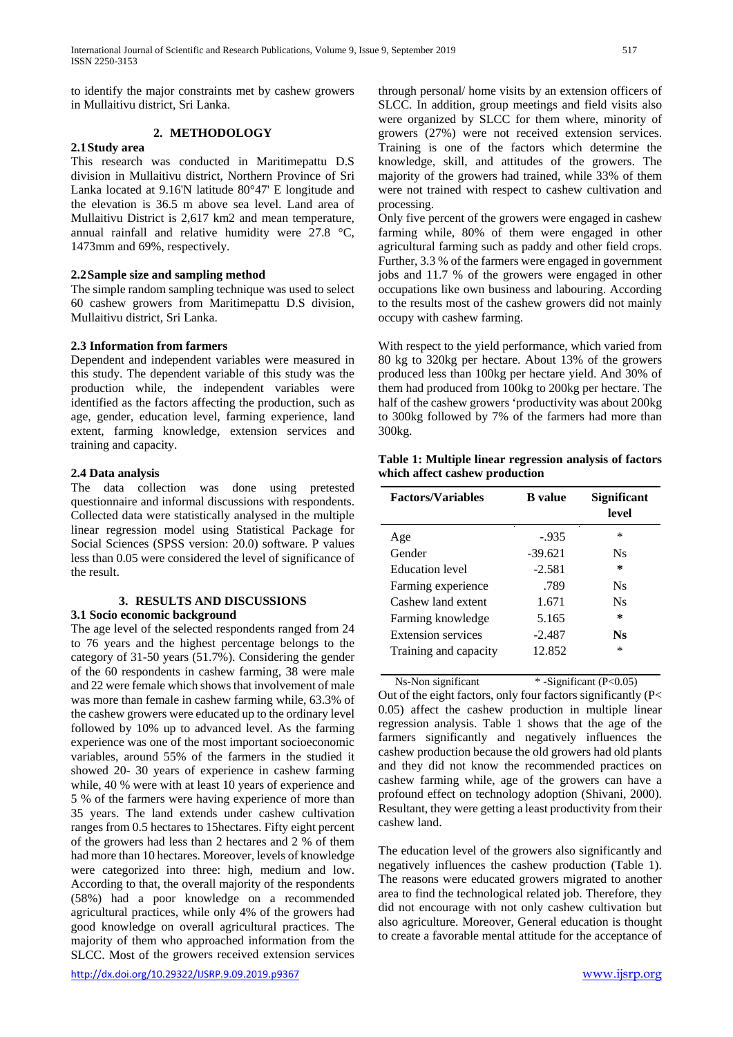to identify the major constraints met by cashew growers in Mullaitivu district, Sri Lanka.

## 2. METHODOLOGY

### 2.1 Study area

This research was conducted in Maritimepattu D.S division in Mullaitivu district, Northern Province of Sri Lanka located at 9.16'N latitude 80°47' E longitude and the elevation is 36.5 m above sea level. Land area of Mullaitivu District is 2,617 km2 and mean temperature, annual rainfall and relative humidity were 27.8 °C, 1473mm and 69%, respectively.

### 2.2 Sample size and sampling method

The simple random sampling technique was used to select 60 cashew growers from Maritimepattu D.S division, Mullaitivu district, Sri Lanka.

### 2.3 Information from farmers

Dependent and independent variables were measured in this study. The dependent variable of this study was the production while, the independent variables were identified as the factors affecting the production, such as age, gender, education level, farming experience, land extent, farming knowledge, extension services and training and capacity.

### 2.4 Data analysis

The data collection was done using pretested questionnaire and informal discussions with respondents. Collected data were statistically analysed in the multiple linear regression model using Statistical Package for Social Sciences (SPSS version: 20.0) software. P values less than 0.05 were considered the level of significance of the result.

## 3. RESULTS AND DISCUSSIONS

### 3.1 Socio economic background

The age level of the selected respondents ranged from 24 to 76 years and the highest percentage belongs to the category of 31-50 years (51.7%). Considering the gender of the 60 respondents in cashew farming, 38 were male and 22 were female which shows that involvement of male was more than female in cashew farming while, 63.3% of the cashew growers were educated up to the ordinary level followed by 10% up to advanced level. As the farming experience was one of the most important socioeconomic variables, around 55% of the farmers in the studied it showed 20- 30 years of experience in cashew farming while, 40 % were with at least 10 years of experience and 5 % of the farmers were having experience of more than 35 years. The land extends under cashew cultivation ranges from 0.5 hectares to 15hectares. Fifty eight percent of the growers had less than 2 hectares and 2 % of them had more than 10 hectares. Moreover, levels of knowledge were categorized into three: high, medium and low. According to that, the overall majority of the respondents (58%) had a poor knowledge on a recommended agricultural practices, while only 4% of the growers had good knowledge on overall agricultural practices. The majority of them who approached information from the SLCC. Most of the growers received extension services through personal/ home visits by an extension officers of SLCC. In addition, group meetings and field visits also were organized by SLCC for them where, minority of growers (27%) were not received extension services. Training is one of the factors which determine the knowledge, skill, and attitudes of the growers. The majority of the growers had trained, while 33% of them were not trained with respect to cashew cultivation and processing.

Only five percent of the growers were engaged in cashew farming while, 80% of them were engaged in other agricultural farming such as paddy and other field crops. Further, 3.3 % of the farmers were engaged in government jobs and 11.7 % of the growers were engaged in other occupations like own business and labouring. According to the results most of the cashew growers did not mainly occupy with cashew farming.

With respect to the yield performance, which varied from 80 kg to 320kg per hectare. About 13% of the growers produced less than 100kg per hectare yield. And 30% of them had produced from 100kg to 200kg per hectare. The half of the cashew growers 'productivity was about 200kg to 300kg followed by 7% of the farmers had more than 300kg.

**Table 1: Multiple linear regression analysis of factors which affect cashew production**

| Factors/Variables | B value | Significant level |
|---|---|---|
| Age | -.935 | * |
| Gender | -39.621 | Ns |
| Education level | -2.581 | * |
| Farming experience | .789 | Ns |
| Cashew land extent | 1.671 | Ns |
| Farming knowledge | 5.165 | * |
| Extension services | -2.487 | **Ns** |
| Training and capacity | 12.852 | * |

Ns-Non significant * -Significant ($P<0.05$)

Out of the eight factors, only four factors significantly ($P< 0.05$) affect the cashew production in multiple linear regression analysis. Table 1 shows that the age of the farmers significantly and negatively influences the cashew production because the old growers had old plants and they did not know the recommended practices on cashew farming while, age of the growers can have a profound effect on technology adoption (Shivani, 2000). Resultant, they were getting a least productivity from their cashew land.

The education level of the growers also significantly and negatively influences the cashew production (Table 1). The reasons were educated growers migrated to another area to find the technological related job. Therefore, they did not encourage with not only cashew cultivation but also agriculture. Moreover, General education is thought to create a favorable mental attitude for the acceptance of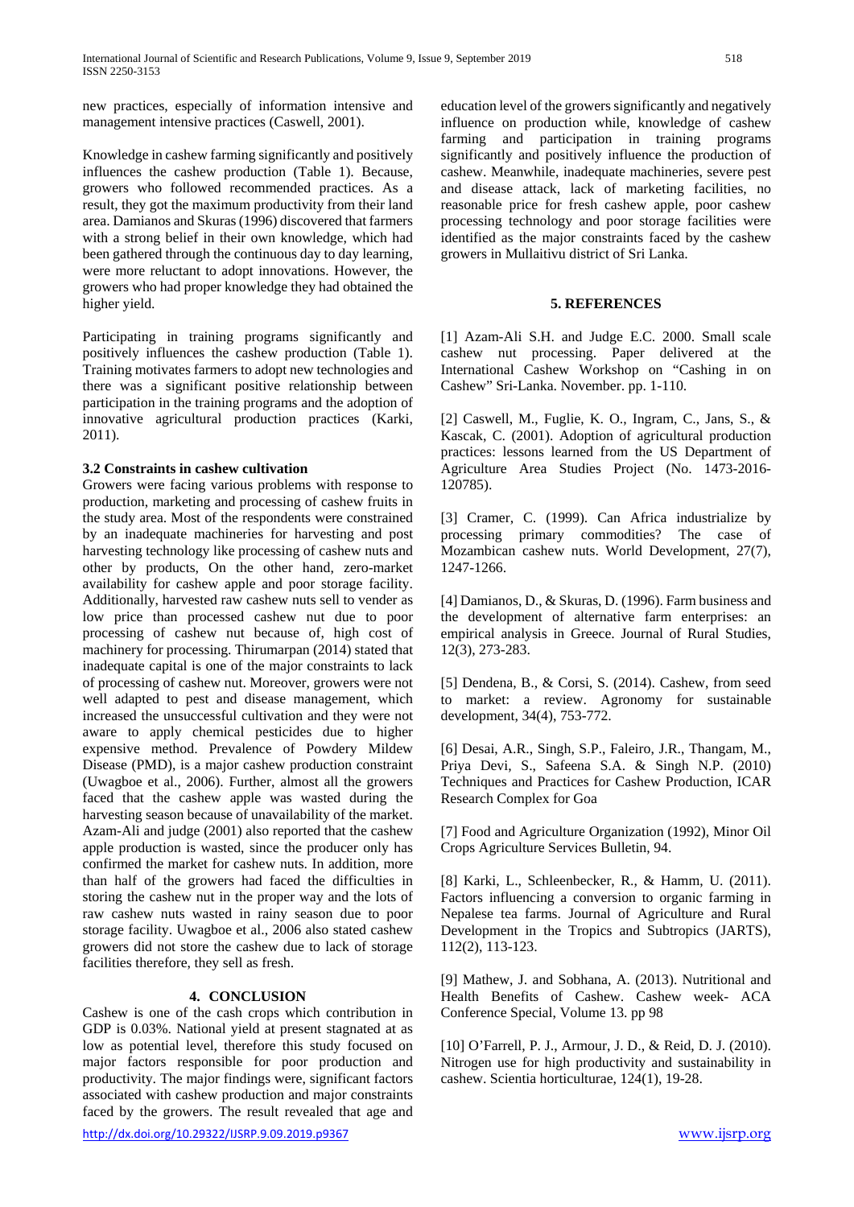new practices, especially of information intensive and management intensive practices (Caswell, 2001).

Knowledge in cashew farming significantly and positively influences the cashew production (Table 1). Because, growers who followed recommended practices. As a result, they got the maximum productivity from their land area. Damianos and Skuras (1996) discovered that farmers with a strong belief in their own knowledge, which had been gathered through the continuous day to day learning, were more reluctant to adopt innovations. However, the growers who had proper knowledge they had obtained the higher yield.

Participating in training programs significantly and positively influences the cashew production (Table 1). Training motivates farmers to adopt new technologies and there was a significant positive relationship between participation in the training programs and the adoption of innovative agricultural production practices (Karki, 2011).

### 3.2 Constraints in cashew cultivation

Growers were facing various problems with response to production, marketing and processing of cashew fruits in the study area. Most of the respondents were constrained by an inadequate machineries for harvesting and post harvesting technology like processing of cashew nuts and other by products, On the other hand, zero-market availability for cashew apple and poor storage facility. Additionally, harvested raw cashew nuts sell to vender as low price than processed cashew nut due to poor processing of cashew nut because of, high cost of machinery for processing. Thirumarpan (2014) stated that inadequate capital is one of the major constraints to lack of processing of cashew nut. Moreover, growers were not well adapted to pest and disease management, which increased the unsuccessful cultivation and they were not aware to apply chemical pesticides due to higher expensive method. Prevalence of Powdery Mildew Disease (PMD), is a major cashew production constraint (Uwagboe et al., 2006). Further, almost all the growers faced that the cashew apple was wasted during the harvesting season because of unavailability of the market. Azam-Ali and judge (2001) also reported that the cashew apple production is wasted, since the producer only has confirmed the market for cashew nuts. In addition, more than half of the growers had faced the difficulties in storing the cashew nut in the proper way and the lots of raw cashew nuts wasted in rainy season due to poor storage facility. Uwagboe et al., 2006 also stated cashew growers did not store the cashew due to lack of storage facilities therefore, they sell as fresh.

## 4. CONCLUSION

Cashew is one of the cash crops which contribution in GDP is 0.03%. National yield at present stagnated at as low as potential level, therefore this study focused on major factors responsible for poor production and productivity. The major findings were, significant factors associated with cashew production and major constraints faced by the growers. The result revealed that age and education level of the growers significantly and negatively influence on production while, knowledge of cashew farming and participation in training programs significantly and positively influence the production of cashew. Meanwhile, inadequate machineries, severe pest and disease attack, lack of marketing facilities, no reasonable price for fresh cashew apple, poor cashew processing technology and poor storage facilities were identified as the major constraints faced by the cashew growers in Mullaitivu district of Sri Lanka.

## 5. REFERENCES

[1] Azam-Ali S.H. and Judge E.C. 2000. Small scale cashew nut processing. Paper delivered at the International Cashew Workshop on "Cashing in on Cashew" Sri-Lanka. November. pp. 1-110.

[2] Caswell, M., Fuglie, K. O., Ingram, C., Jans, S., & Kascak, C. (2001). Adoption of agricultural production practices: lessons learned from the US Department of Agriculture Area Studies Project (No. 1473-2016-120785).

[3] Cramer, C. (1999). Can Africa industrialize by processing primary commodities? The case of Mozambican cashew nuts. World Development, 27(7), 1247-1266.

[4] Damianos, D., & Skuras, D. (1996). Farm business and the development of alternative farm enterprises: an empirical analysis in Greece. Journal of Rural Studies, 12(3), 273-283.

[5] Dendena, B., & Corsi, S. (2014). Cashew, from seed to market: a review. Agronomy for sustainable development, 34(4), 753-772.

[6] Desai, A.R., Singh, S.P., Faleiro, J.R., Thangam, M., Priya Devi, S., Safeena S.A. & Singh N.P. (2010) Techniques and Practices for Cashew Production, ICAR Research Complex for Goa

[7] Food and Agriculture Organization (1992), Minor Oil Crops Agriculture Services Bulletin, 94.

[8] Karki, L., Schleenbecker, R., & Hamm, U. (2011). Factors influencing a conversion to organic farming in Nepalese tea farms. Journal of Agriculture and Rural Development in the Tropics and Subtropics (JARTS), 112(2), 113-123.

[9] Mathew, J. and Sobhana, A. (2013). Nutritional and Health Benefits of Cashew. Cashew week- ACA Conference Special, Volume 13. pp 98

[10] O'Farrell, P. J., Armour, J. D., & Reid, D. J. (2010). Nitrogen use for high productivity and sustainability in cashew. Scientia horticulturae, 124(1), 19-28.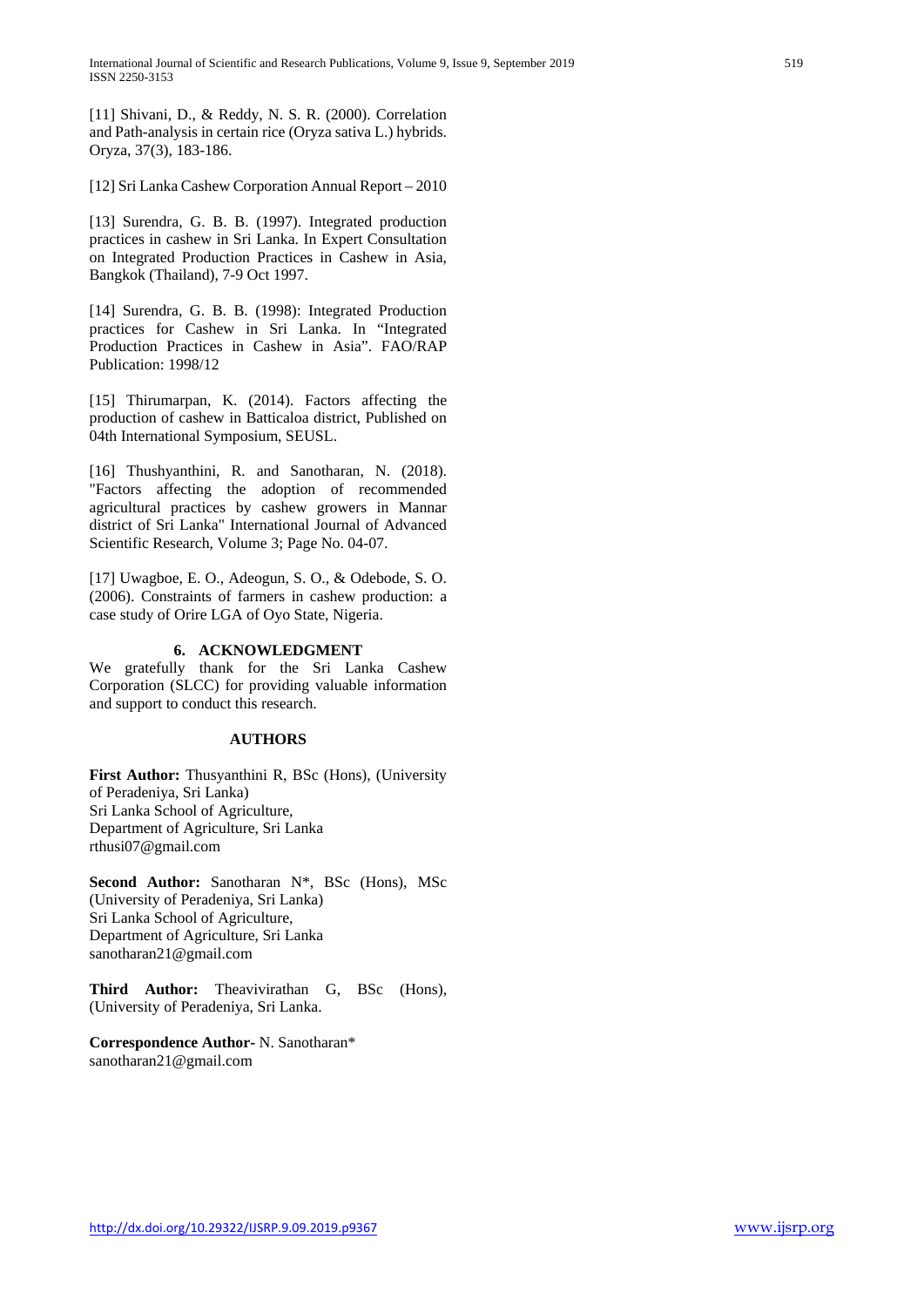[11] Shivani, D., & Reddy, N. S. R. (2000). Correlation and Path-analysis in certain rice (Oryza sativa L.) hybrids. Oryza, 37(3), 183-186.

[12] Sri Lanka Cashew Corporation Annual Report – 2010

[13] Surendra, G. B. B. (1997). Integrated production practices in cashew in Sri Lanka. In Expert Consultation on Integrated Production Practices in Cashew in Asia, Bangkok (Thailand), 7-9 Oct 1997.

[14] Surendra, G. B. B. (1998): Integrated Production practices for Cashew in Sri Lanka. In "Integrated Production Practices in Cashew in Asia". FAO/RAP Publication: 1998/12

[15] Thirumarpan, K. (2014). Factors affecting the production of cashew in Batticaloa district, Published on 04th International Symposium, SEUSL.

[16] Thushyanthini, R. and Sanotharan, N. (2018). "Factors affecting the adoption of recommended agricultural practices by cashew growers in Mannar district of Sri Lanka" International Journal of Advanced Scientific Research, Volume 3; Page No. 04-07.

[17] Uwagboe, E. O., Adeogun, S. O., & Odebode, S. O. (2006). Constraints of farmers in cashew production: a case study of Orire LGA of Oyo State, Nigeria.

## 6. ACKNOWLEDGMENT

We gratefully thank for the Sri Lanka Cashew Corporation (SLCC) for providing valuable information and support to conduct this research.

## AUTHORS

**First Author:** Thusyanthini R, BSc (Hons), (University of Peradeniya, Sri Lanka)
Sri Lanka School of Agriculture,
Department of Agriculture, Sri Lanka
rthusi07@gmail.com

**Second Author:** Sanotharan N*, BSc (Hons), MSc (University of Peradeniya, Sri Lanka)
Sri Lanka School of Agriculture,
Department of Agriculture, Sri Lanka
sanotharan21@gmail.com

**Third Author:** Theavivirathan G, BSc (Hons), (University of Peradeniya, Sri Lanka.

**Correspondence Author-** N. Sanotharan*
sanotharan21@gmail.com